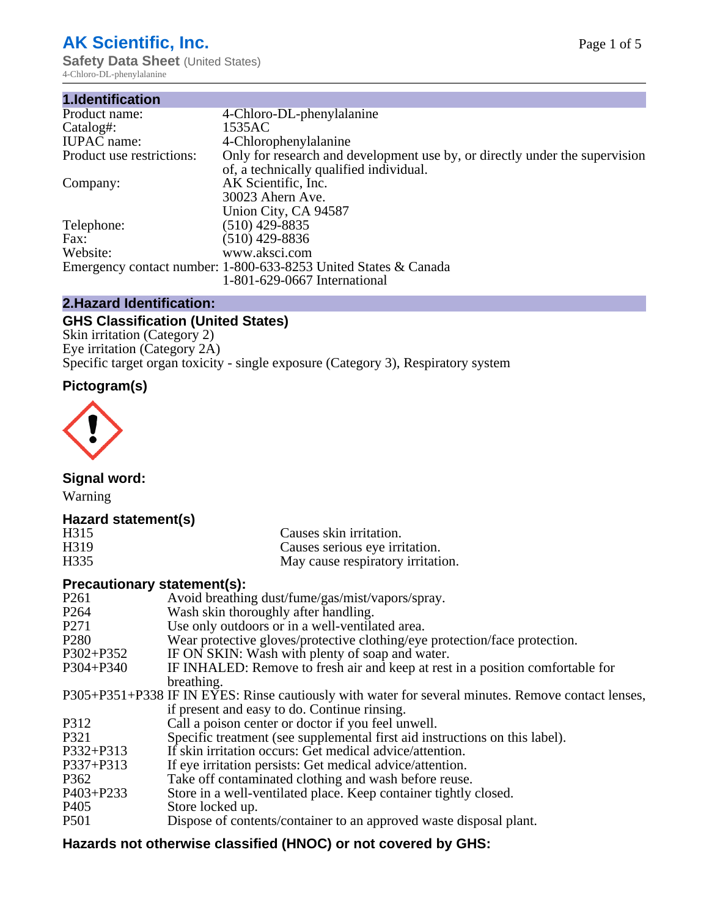# AK Scientific, Inc.

**Safety Data Sheet** (United States)
4-Chloro-DL-phenylalanine

## 1.Identification

| | |
|---|---|
| Product name: | 4-Chloro-DL-phenylalanine |
| Catalog#: | 1535AC |
| IUPAC name: | 4-Chlorophenylalanine |
| Product use restrictions: | Only for research and development use by, or directly under the supervision of, a technically qualified individual. |
| Company: | AK Scientific, Inc.<br>30023 Ahern Ave.<br>Union City, CA 94587 |
| Telephone: | (510) 429-8835 |
| Fax: | (510) 429-8836 |
| Website: | www.aksci.com |
| Emergency contact number: | 1-800-633-8253 United States & Canada<br>1-801-629-0667 International |

## 2.Hazard Identification:

### GHS Classification (United States)

Skin irritation (Category 2)
Eye irritation (Category 2A)
Specific target organ toxicity - single exposure (Category 3), Respiratory system

### Pictogram(s)

### Signal word:

Warning

### Hazard statement(s)

| | |
|---|---|
| H315 | Causes skin irritation. |
| H319 | Causes serious eye irritation. |
| H335 | May cause respiratory irritation. |

### Precautionary statement(s):

| | |
|---|---|
| P261 | Avoid breathing dust/fume/gas/mist/vapors/spray. |
| P264 | Wash skin thoroughly after handling. |
| P271 | Use only outdoors or in a well-ventilated area. |
| P280 | Wear protective gloves/protective clothing/eye protection/face protection. |
| P302+P352 | IF ON SKIN: Wash with plenty of soap and water. |
| P304+P340 | IF INHALED: Remove to fresh air and keep at rest in a position comfortable for breathing. |
| P305+P351+P338 | IF IN EYES: Rinse cautiously with water for several minutes. Remove contact lenses, if present and easy to do. Continue rinsing. |
| P312 | Call a poison center or doctor if you feel unwell. |
| P321 | Specific treatment (see supplemental first aid instructions on this label). |
| P332+P313 | If skin irritation occurs: Get medical advice/attention. |
| P337+P313 | If eye irritation persists: Get medical advice/attention. |
| P362 | Take off contaminated clothing and wash before reuse. |
| P403+P233 | Store in a well-ventilated place. Keep container tightly closed. |
| P405 | Store locked up. |
| P501 | Dispose of contents/container to an approved waste disposal plant. |

### Hazards not otherwise classified (HNOC) or not covered by GHS: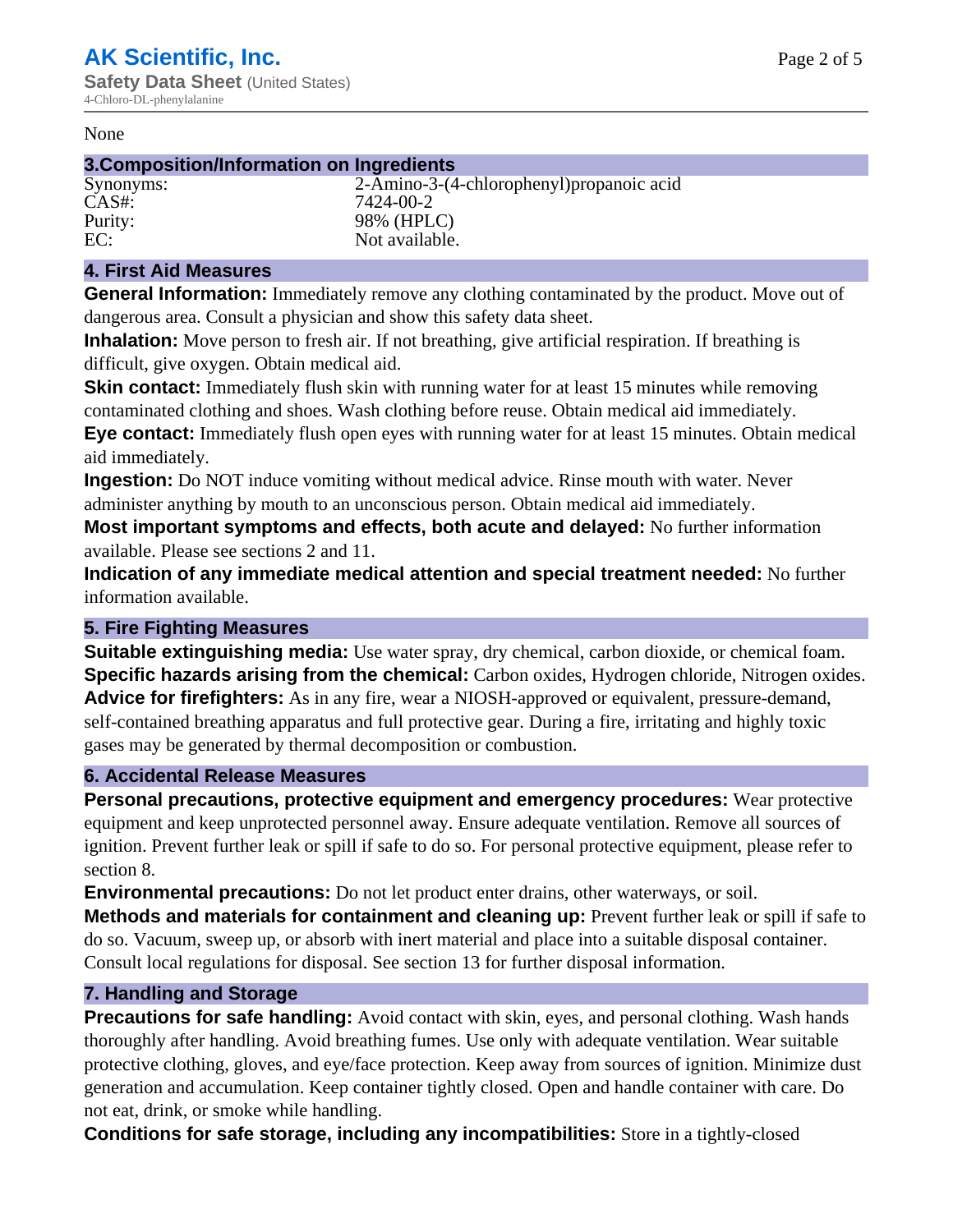None

## 3.Composition/Information on Ingredients

| | |
|---|---|
| Synonyms: | 2-Amino-3-(4-chlorophenyl)propanoic acid |
| CAS#: | 7424-00-2 |
| Purity: | 98% (HPLC) |
| EC: | Not available. |

## 4. First Aid Measures

**General Information:** Immediately remove any clothing contaminated by the product. Move out of dangerous area. Consult a physician and show this safety data sheet.

**Inhalation:** Move person to fresh air. If not breathing, give artificial respiration. If breathing is difficult, give oxygen. Obtain medical aid.

**Skin contact:** Immediately flush skin with running water for at least 15 minutes while removing contaminated clothing and shoes. Wash clothing before reuse. Obtain medical aid immediately.

**Eye contact:** Immediately flush open eyes with running water for at least 15 minutes. Obtain medical aid immediately.

**Ingestion:** Do NOT induce vomiting without medical advice. Rinse mouth with water. Never administer anything by mouth to an unconscious person. Obtain medical aid immediately.

**Most important symptoms and effects, both acute and delayed:** No further information available. Please see sections 2 and 11.

**Indication of any immediate medical attention and special treatment needed:** No further information available.

## 5. Fire Fighting Measures

**Suitable extinguishing media:** Use water spray, dry chemical, carbon dioxide, or chemical foam.

**Specific hazards arising from the chemical:** Carbon oxides, Hydrogen chloride, Nitrogen oxides.

**Advice for firefighters:** As in any fire, wear a NIOSH-approved or equivalent, pressure-demand, self-contained breathing apparatus and full protective gear. During a fire, irritating and highly toxic gases may be generated by thermal decomposition or combustion.

## 6. Accidental Release Measures

**Personal precautions, protective equipment and emergency procedures:** Wear protective equipment and keep unprotected personnel away. Ensure adequate ventilation. Remove all sources of ignition. Prevent further leak or spill if safe to do so. For personal protective equipment, please refer to section 8.

**Environmental precautions:** Do not let product enter drains, other waterways, or soil.

**Methods and materials for containment and cleaning up:** Prevent further leak or spill if safe to do so. Vacuum, sweep up, or absorb with inert material and place into a suitable disposal container. Consult local regulations for disposal. See section 13 for further disposal information.

## 7. Handling and Storage

**Precautions for safe handling:** Avoid contact with skin, eyes, and personal clothing. Wash hands thoroughly after handling. Avoid breathing fumes. Use only with adequate ventilation. Wear suitable protective clothing, gloves, and eye/face protection. Keep away from sources of ignition. Minimize dust generation and accumulation. Keep container tightly closed. Open and handle container with care. Do not eat, drink, or smoke while handling.

**Conditions for safe storage, including any incompatibilities:** Store in a tightly-closed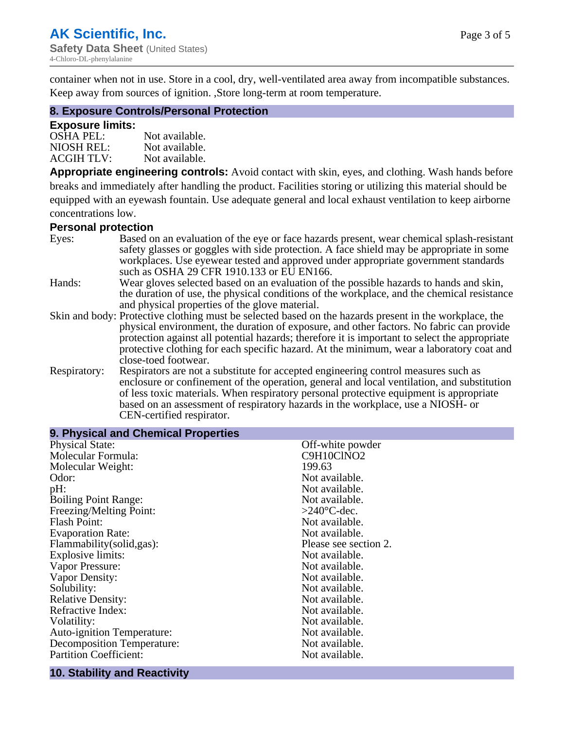container when not in use. Store in a cool, dry, well-ventilated area away from incompatible substances. Keep away from sources of ignition. ,Store long-term at room temperature.

## 8. Exposure Controls/Personal Protection

### Exposure limits:

| | |
|---|---|
| OSHA PEL: | Not available. |
| NIOSH REL: | Not available. |
| ACGIH TLV: | Not available. |

**Appropriate engineering controls:** Avoid contact with skin, eyes, and clothing. Wash hands before breaks and immediately after handling the product. Facilities storing or utilizing this material should be equipped with an eyewash fountain. Use adequate general and local exhaust ventilation to keep airborne concentrations low.

### Personal protection

**Eyes:** Based on an evaluation of the eye or face hazards present, wear chemical splash-resistant safety glasses or goggles with side protection. A face shield may be appropriate in some workplaces. Use eyewear tested and approved under appropriate government standards such as OSHA 29 CFR 1910.133 or EU EN166.

**Hands:** Wear gloves selected based on an evaluation of the possible hazards to hands and skin, the duration of use, the physical conditions of the workplace, and the chemical resistance and physical properties of the glove material.

**Skin and body:** Protective clothing must be selected based on the hazards present in the workplace, the physical environment, the duration of exposure, and other factors. No fabric can provide protection against all potential hazards; therefore it is important to select the appropriate protective clothing for each specific hazard. At the minimum, wear a laboratory coat and close-toed footwear.

**Respiratory:** Respirators are not a substitute for accepted engineering control measures such as enclosure or confinement of the operation, general and local ventilation, and substitution of less toxic materials. When respiratory personal protective equipment is appropriate based on an assessment of respiratory hazards in the workplace, use a NIOSH- or CEN-certified respirator.

## 9. Physical and Chemical Properties

| | |
|---|---|
| Physical State: | Off-white powder |
| Molecular Formula: | C9H10ClNO2 |
| Molecular Weight: | 199.63 |
| Odor: | Not available. |
| pH: | Not available. |
| Boiling Point Range: | Not available. |
| Freezing/Melting Point: | >240°C-dec. |
| Flash Point: | Not available. |
| Evaporation Rate: | Not available. |
| Flammability(solid,gas): | Please see section 2. |
| Explosive limits: | Not available. |
| Vapor Pressure: | Not available. |
| Vapor Density: | Not available. |
| Solubility: | Not available. |
| Relative Density: | Not available. |
| Refractive Index: | Not available. |
| Volatility: | Not available. |
| Auto-ignition Temperature: | Not available. |
| Decomposition Temperature: | Not available. |
| Partition Coefficient: | Not available. |

## 10. Stability and Reactivity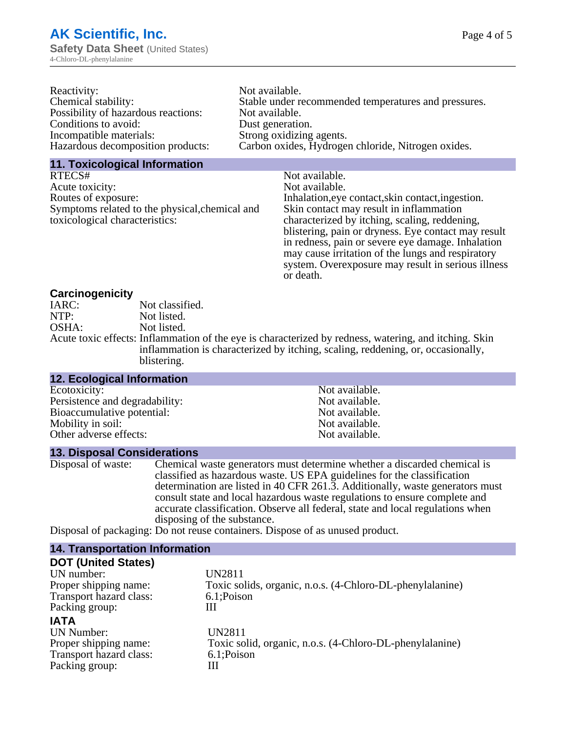Reactivity: Not available.
Chemical stability: Stable under recommended temperatures and pressures.
Possibility of hazardous reactions: Not available.
Conditions to avoid: Dust generation.
Incompatible materials: Strong oxidizing agents.
Hazardous decomposition products: Carbon oxides, Hydrogen chloride, Nitrogen oxides.

## 11. Toxicological Information

RTECS#: Not available.
Acute toxicity: Not available.
Routes of exposure: Inhalation,eye contact,skin contact,ingestion.
Symptoms related to the physical,chemical and toxicological characteristics: Skin contact may result in inflammation characterized by itching, scaling, reddening, blistering, pain or dryness. Eye contact may result in redness, pain or severe eye damage. Inhalation may cause irritation of the lungs and respiratory system. Overexposure may result in serious illness or death.

### Carcinogenicity

IARC: Not classified.
NTP: Not listed.
OSHA: Not listed.
Acute toxic effects: Inflammation of the eye is characterized by redness, watering, and itching. Skin inflammation is characterized by itching, scaling, reddening, or, occasionally, blistering.

## 12. Ecological Information

Ecotoxicity: Not available.
Persistence and degradability: Not available.
Bioaccumulative potential: Not available.
Mobility in soil: Not available.
Other adverse effects: Not available.

## 13. Disposal Considerations

Disposal of waste: Chemical waste generators must determine whether a discarded chemical is classified as hazardous waste. US EPA guidelines for the classification determination are listed in 40 CFR 261.3. Additionally, waste generators must consult state and local hazardous waste regulations to ensure complete and accurate classification. Observe all federal, state and local regulations when disposing of the substance.
Disposal of packaging: Do not reuse containers. Dispose of as unused product.

## 14. Transportation Information

### DOT (United States)

UN number: UN2811
Proper shipping name: Toxic solids, organic, n.o.s. (4-Chloro-DL-phenylalanine)
Transport hazard class: 6.1;Poison
Packing group: III

### IATA

UN Number: UN2811
Proper shipping name: Toxic solid, organic, n.o.s. (4-Chloro-DL-phenylalanine)
Transport hazard class: 6.1;Poison
Packing group: III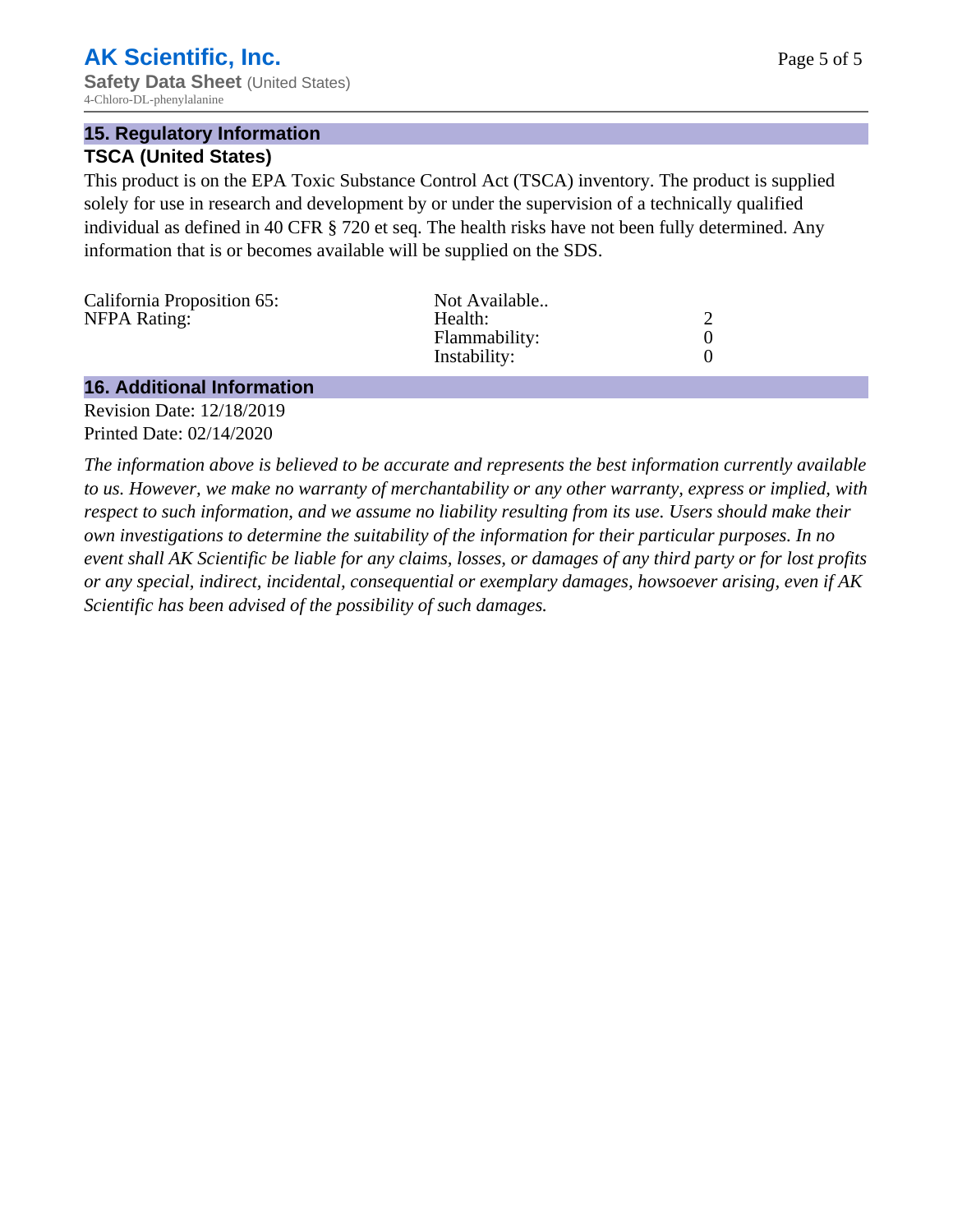## 15. Regulatory Information

### TSCA (United States)

This product is on the EPA Toxic Substance Control Act (TSCA) inventory. The product is supplied solely for use in research and development by or under the supervision of a technically qualified individual as defined in 40 CFR § 720 et seq. The health risks have not been fully determined. Any information that is or becomes available will be supplied on the SDS.

| | | |
|---|---|---|
| California Proposition 65: | Not Available.. | |
| NFPA Rating: | Health: | 2 |
| | Flammability: | 0 |
| | Instability: | 0 |

## 16. Additional Information

Revision Date: 12/18/2019

Printed Date: 02/14/2020

*The information above is believed to be accurate and represents the best information currently available to us. However, we make no warranty of merchantability or any other warranty, express or implied, with respect to such information, and we assume no liability resulting from its use. Users should make their own investigations to determine the suitability of the information for their particular purposes. In no event shall AK Scientific be liable for any claims, losses, or damages of any third party or for lost profits or any special, indirect, incidental, consequential or exemplary damages, howsoever arising, even if AK Scientific has been advised of the possibility of such damages.*